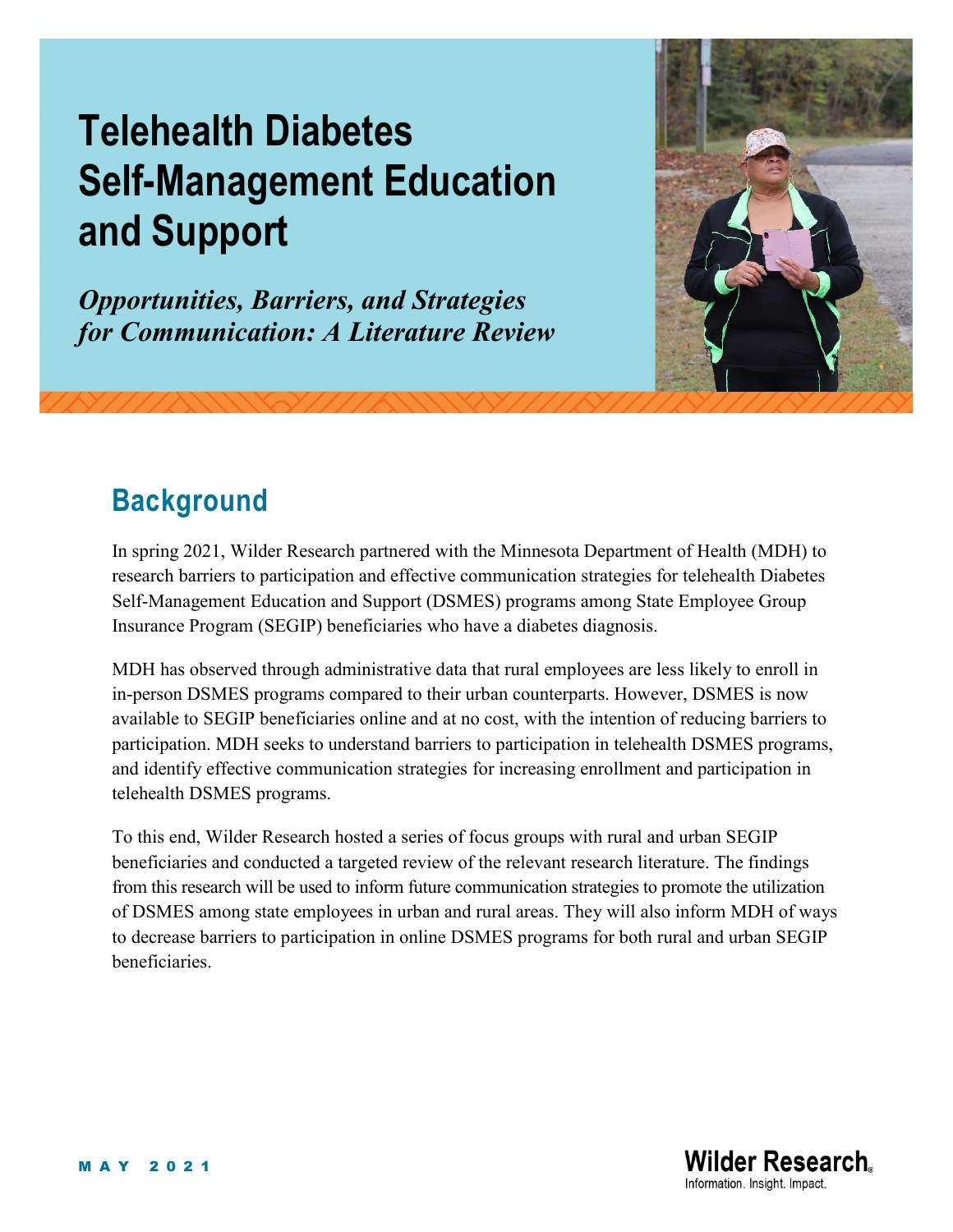# Telehealth Diabetes Self-Management Education and Support

***Opportunities, Barriers, and Strategies for Communication: A Literature Review***

## Background

In spring 2021, Wilder Research partnered with the Minnesota Department of Health (MDH) to research barriers to participation and effective communication strategies for telehealth Diabetes Self-Management Education and Support (DSMES) programs among State Employee Group Insurance Program (SEGIP) beneficiaries who have a diabetes diagnosis.

MDH has observed through administrative data that rural employees are less likely to enroll in in-person DSMES programs compared to their urban counterparts. However, DSMES is now available to SEGIP beneficiaries online and at no cost, with the intention of reducing barriers to participation. MDH seeks to understand barriers to participation in telehealth DSMES programs, and identify effective communication strategies for increasing enrollment and participation in telehealth DSMES programs.

To this end, Wilder Research hosted a series of focus groups with rural and urban SEGIP beneficiaries and conducted a targeted review of the relevant research literature. The findings from this research will be used to inform future communication strategies to promote the utilization of DSMES among state employees in urban and rural areas. They will also inform MDH of ways to decrease barriers to participation in online DSMES programs for both rural and urban SEGIP beneficiaries.

MAY 2021

Wilder Research
Information. Insight. Impact.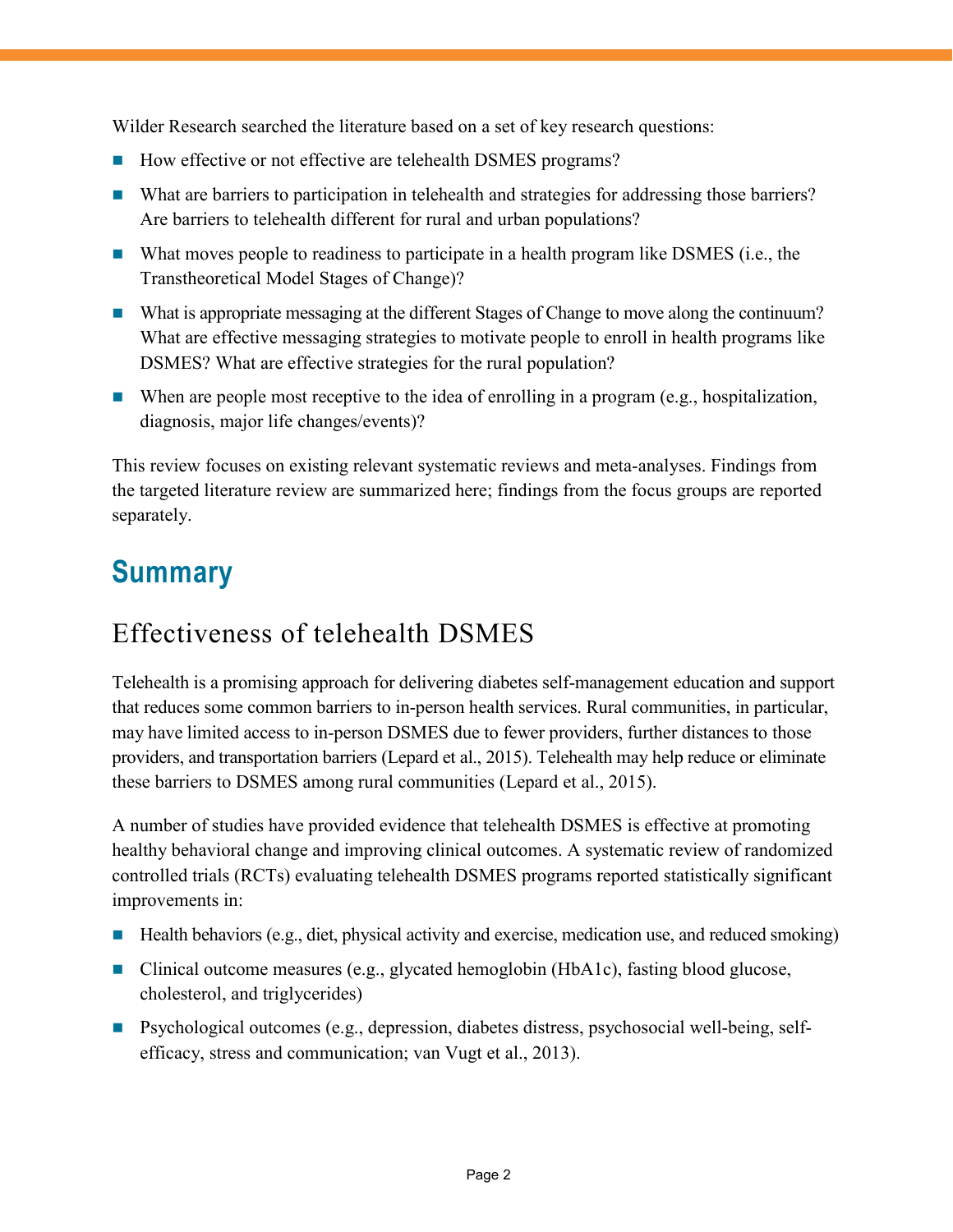Wilder Research searched the literature based on a set of key research questions:

- How effective or not effective are telehealth DSMES programs?
- What are barriers to participation in telehealth and strategies for addressing those barriers? Are barriers to telehealth different for rural and urban populations?
- What moves people to readiness to participate in a health program like DSMES (i.e., the Transtheoretical Model Stages of Change)?
- What is appropriate messaging at the different Stages of Change to move along the continuum? What are effective messaging strategies to motivate people to enroll in health programs like DSMES? What are effective strategies for the rural population?
- When are people most receptive to the idea of enrolling in a program (e.g., hospitalization, diagnosis, major life changes/events)?

This review focuses on existing relevant systematic reviews and meta-analyses. Findings from the targeted literature review are summarized here; findings from the focus groups are reported separately.

## Summary

### Effectiveness of telehealth DSMES

Telehealth is a promising approach for delivering diabetes self-management education and support that reduces some common barriers to in-person health services. Rural communities, in particular, may have limited access to in-person DSMES due to fewer providers, further distances to those providers, and transportation barriers (Lepard et al., 2015). Telehealth may help reduce or eliminate these barriers to DSMES among rural communities (Lepard et al., 2015).

A number of studies have provided evidence that telehealth DSMES is effective at promoting healthy behavioral change and improving clinical outcomes. A systematic review of randomized controlled trials (RCTs) evaluating telehealth DSMES programs reported statistically significant improvements in:

- Health behaviors (e.g., diet, physical activity and exercise, medication use, and reduced smoking)
- Clinical outcome measures (e.g., glycated hemoglobin (HbA1c), fasting blood glucose, cholesterol, and triglycerides)
- Psychological outcomes (e.g., depression, diabetes distress, psychosocial well-being, self-efficacy, stress and communication; van Vugt et al., 2013).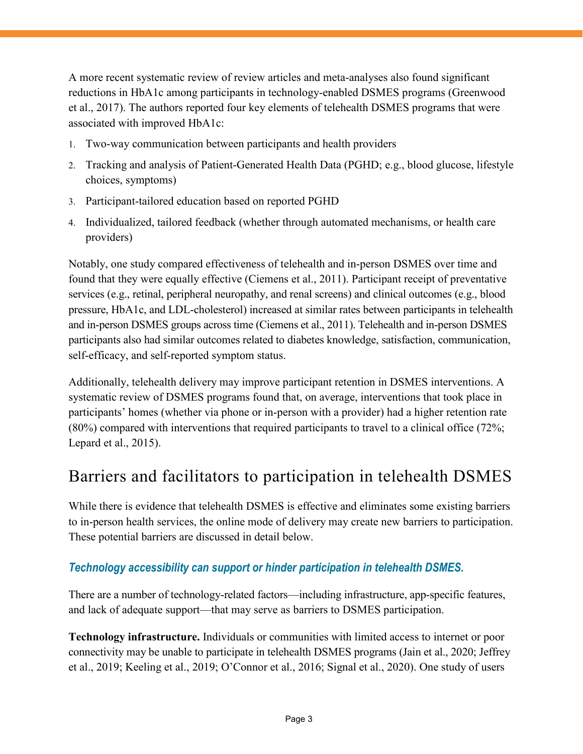A more recent systematic review of review articles and meta-analyses also found significant reductions in HbA1c among participants in technology-enabled DSMES programs (Greenwood et al., 2017). The authors reported four key elements of telehealth DSMES programs that were associated with improved HbA1c:

1. Two-way communication between participants and health providers
2. Tracking and analysis of Patient-Generated Health Data (PGHD; e.g., blood glucose, lifestyle choices, symptoms)
3. Participant-tailored education based on reported PGHD
4. Individualized, tailored feedback (whether through automated mechanisms, or health care providers)

Notably, one study compared effectiveness of telehealth and in-person DSMES over time and found that they were equally effective (Ciemens et al., 2011). Participant receipt of preventative services (e.g., retinal, peripheral neuropathy, and renal screens) and clinical outcomes (e.g., blood pressure, HbA1c, and LDL-cholesterol) increased at similar rates between participants in telehealth and in-person DSMES groups across time (Ciemens et al., 2011). Telehealth and in-person DSMES participants also had similar outcomes related to diabetes knowledge, satisfaction, communication, self-efficacy, and self-reported symptom status.

Additionally, telehealth delivery may improve participant retention in DSMES interventions. A systematic review of DSMES programs found that, on average, interventions that took place in participants' homes (whether via phone or in-person with a provider) had a higher retention rate (80%) compared with interventions that required participants to travel to a clinical office (72%; Lepard et al., 2015).

## Barriers and facilitators to participation in telehealth DSMES

While there is evidence that telehealth DSMES is effective and eliminates some existing barriers to in-person health services, the online mode of delivery may create new barriers to participation. These potential barriers are discussed in detail below.

### *Technology accessibility can support or hinder participation in telehealth DSMES.*

There are a number of technology-related factors—including infrastructure, app-specific features, and lack of adequate support—that may serve as barriers to DSMES participation.

**Technology infrastructure.** Individuals or communities with limited access to internet or poor connectivity may be unable to participate in telehealth DSMES programs (Jain et al., 2020; Jeffrey et al., 2019; Keeling et al., 2019; O'Connor et al., 2016; Signal et al., 2020). One study of users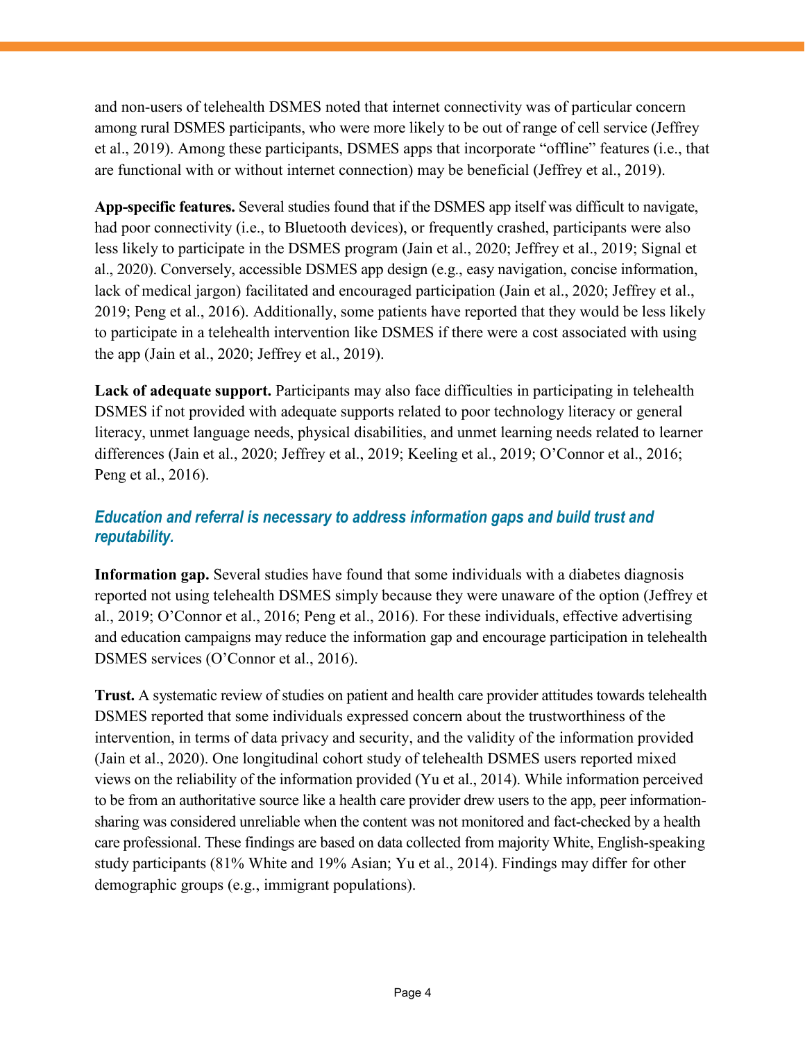and non-users of telehealth DSMES noted that internet connectivity was of particular concern among rural DSMES participants, who were more likely to be out of range of cell service (Jeffrey et al., 2019). Among these participants, DSMES apps that incorporate "offline" features (i.e., that are functional with or without internet connection) may be beneficial (Jeffrey et al., 2019).

**App-specific features.** Several studies found that if the DSMES app itself was difficult to navigate, had poor connectivity (i.e., to Bluetooth devices), or frequently crashed, participants were also less likely to participate in the DSMES program (Jain et al., 2020; Jeffrey et al., 2019; Signal et al., 2020). Conversely, accessible DSMES app design (e.g., easy navigation, concise information, lack of medical jargon) facilitated and encouraged participation (Jain et al., 2020; Jeffrey et al., 2019; Peng et al., 2016). Additionally, some patients have reported that they would be less likely to participate in a telehealth intervention like DSMES if there were a cost associated with using the app (Jain et al., 2020; Jeffrey et al., 2019).

**Lack of adequate support.** Participants may also face difficulties in participating in telehealth DSMES if not provided with adequate supports related to poor technology literacy or general literacy, unmet language needs, physical disabilities, and unmet learning needs related to learner differences (Jain et al., 2020; Jeffrey et al., 2019; Keeling et al., 2019; O'Connor et al., 2016; Peng et al., 2016).

### *Education and referral is necessary to address information gaps and build trust and reputability.*

**Information gap.** Several studies have found that some individuals with a diabetes diagnosis reported not using telehealth DSMES simply because they were unaware of the option (Jeffrey et al., 2019; O'Connor et al., 2016; Peng et al., 2016). For these individuals, effective advertising and education campaigns may reduce the information gap and encourage participation in telehealth DSMES services (O'Connor et al., 2016).

**Trust.** A systematic review of studies on patient and health care provider attitudes towards telehealth DSMES reported that some individuals expressed concern about the trustworthiness of the intervention, in terms of data privacy and security, and the validity of the information provided (Jain et al., 2020). One longitudinal cohort study of telehealth DSMES users reported mixed views on the reliability of the information provided (Yu et al., 2014). While information perceived to be from an authoritative source like a health care provider drew users to the app, peer information-sharing was considered unreliable when the content was not monitored and fact-checked by a health care professional. These findings are based on data collected from majority White, English-speaking study participants (81% White and 19% Asian; Yu et al., 2014). Findings may differ for other demographic groups (e.g., immigrant populations).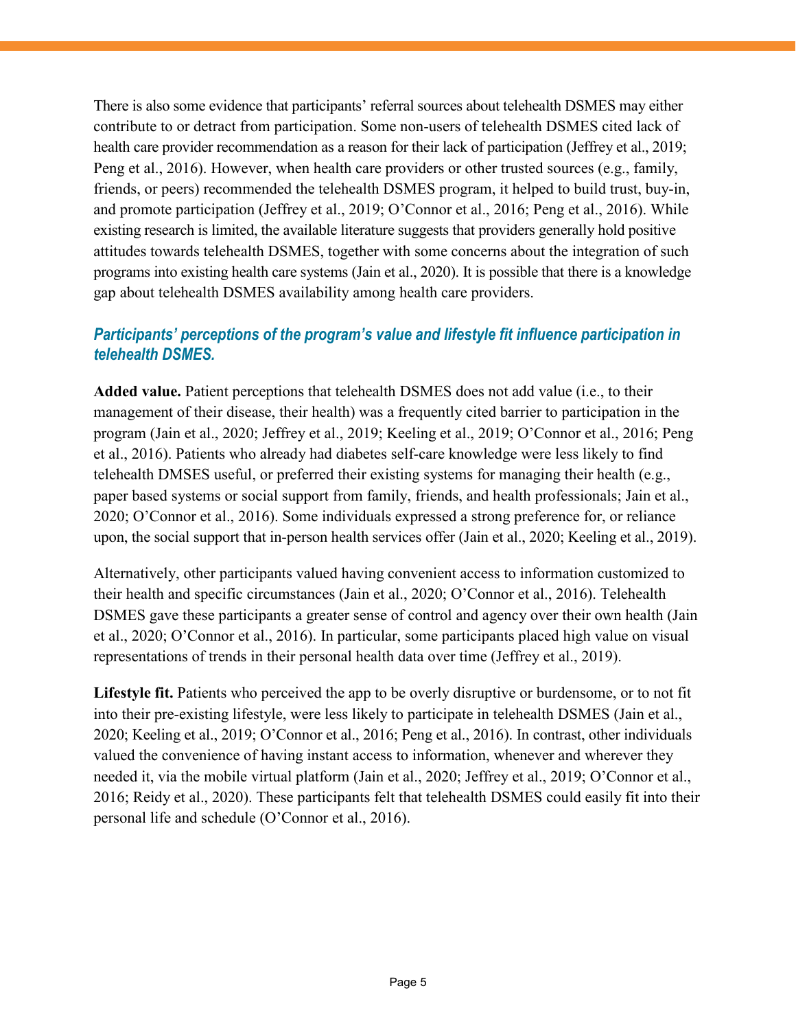There is also some evidence that participants' referral sources about telehealth DSMES may either contribute to or detract from participation. Some non-users of telehealth DSMES cited lack of health care provider recommendation as a reason for their lack of participation (Jeffrey et al., 2019; Peng et al., 2016). However, when health care providers or other trusted sources (e.g., family, friends, or peers) recommended the telehealth DSMES program, it helped to build trust, buy-in, and promote participation (Jeffrey et al., 2019; O'Connor et al., 2016; Peng et al., 2016). While existing research is limited, the available literature suggests that providers generally hold positive attitudes towards telehealth DSMES, together with some concerns about the integration of such programs into existing health care systems (Jain et al., 2020). It is possible that there is a knowledge gap about telehealth DSMES availability among health care providers.

### *Participants' perceptions of the program's value and lifestyle fit influence participation in telehealth DSMES.*

**Added value.** Patient perceptions that telehealth DSMES does not add value (i.e., to their management of their disease, their health) was a frequently cited barrier to participation in the program (Jain et al., 2020; Jeffrey et al., 2019; Keeling et al., 2019; O'Connor et al., 2016; Peng et al., 2016). Patients who already had diabetes self-care knowledge were less likely to find telehealth DMSES useful, or preferred their existing systems for managing their health (e.g., paper based systems or social support from family, friends, and health professionals; Jain et al., 2020; O'Connor et al., 2016). Some individuals expressed a strong preference for, or reliance upon, the social support that in-person health services offer (Jain et al., 2020; Keeling et al., 2019).

Alternatively, other participants valued having convenient access to information customized to their health and specific circumstances (Jain et al., 2020; O'Connor et al., 2016). Telehealth DSMES gave these participants a greater sense of control and agency over their own health (Jain et al., 2020; O'Connor et al., 2016). In particular, some participants placed high value on visual representations of trends in their personal health data over time (Jeffrey et al., 2019).

**Lifestyle fit.** Patients who perceived the app to be overly disruptive or burdensome, or to not fit into their pre-existing lifestyle, were less likely to participate in telehealth DSMES (Jain et al., 2020; Keeling et al., 2019; O'Connor et al., 2016; Peng et al., 2016). In contrast, other individuals valued the convenience of having instant access to information, whenever and wherever they needed it, via the mobile virtual platform (Jain et al., 2020; Jeffrey et al., 2019; O'Connor et al., 2016; Reidy et al., 2020). These participants felt that telehealth DSMES could easily fit into their personal life and schedule (O'Connor et al., 2016).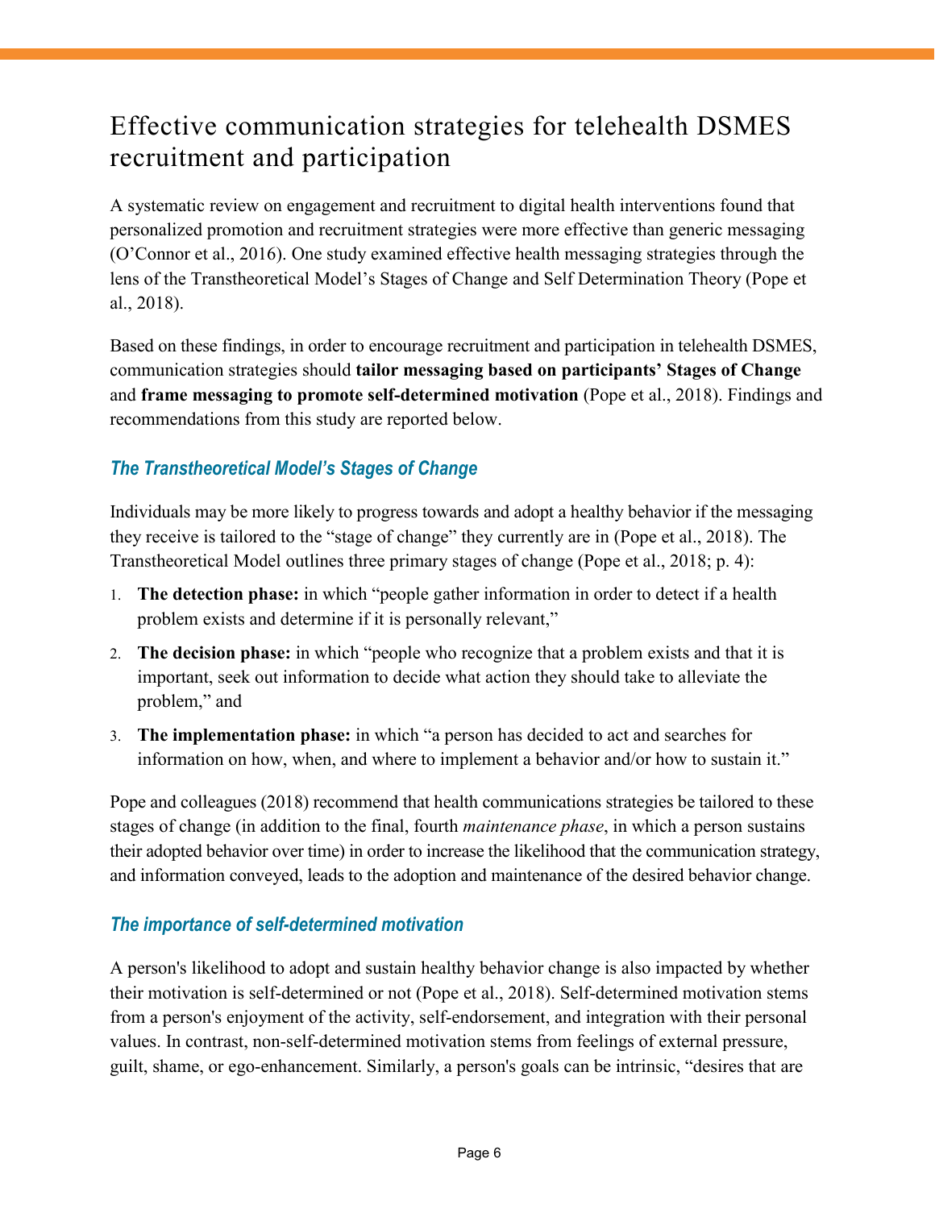## Effective communication strategies for telehealth DSMES recruitment and participation

A systematic review on engagement and recruitment to digital health interventions found that personalized promotion and recruitment strategies were more effective than generic messaging (O'Connor et al., 2016). One study examined effective health messaging strategies through the lens of the Transtheoretical Model's Stages of Change and Self Determination Theory (Pope et al., 2018).

Based on these findings, in order to encourage recruitment and participation in telehealth DSMES, communication strategies should **tailor messaging based on participants' Stages of Change** and **frame messaging to promote self-determined motivation** (Pope et al., 2018). Findings and recommendations from this study are reported below.

### *The Transtheoretical Model's Stages of Change*

Individuals may be more likely to progress towards and adopt a healthy behavior if the messaging they receive is tailored to the "stage of change" they currently are in (Pope et al., 2018). The Transtheoretical Model outlines three primary stages of change (Pope et al., 2018; p. 4):

1. **The detection phase:** in which "people gather information in order to detect if a health problem exists and determine if it is personally relevant,"
2. **The decision phase:** in which "people who recognize that a problem exists and that it is important, seek out information to decide what action they should take to alleviate the problem," and
3. **The implementation phase:** in which "a person has decided to act and searches for information on how, when, and where to implement a behavior and/or how to sustain it."

Pope and colleagues (2018) recommend that health communications strategies be tailored to these stages of change (in addition to the final, fourth *maintenance phase*, in which a person sustains their adopted behavior over time) in order to increase the likelihood that the communication strategy, and information conveyed, leads to the adoption and maintenance of the desired behavior change.

### *The importance of self-determined motivation*

A person's likelihood to adopt and sustain healthy behavior change is also impacted by whether their motivation is self-determined or not (Pope et al., 2018). Self-determined motivation stems from a person's enjoyment of the activity, self-endorsement, and integration with their personal values. In contrast, non-self-determined motivation stems from feelings of external pressure, guilt, shame, or ego-enhancement. Similarly, a person's goals can be intrinsic, "desires that are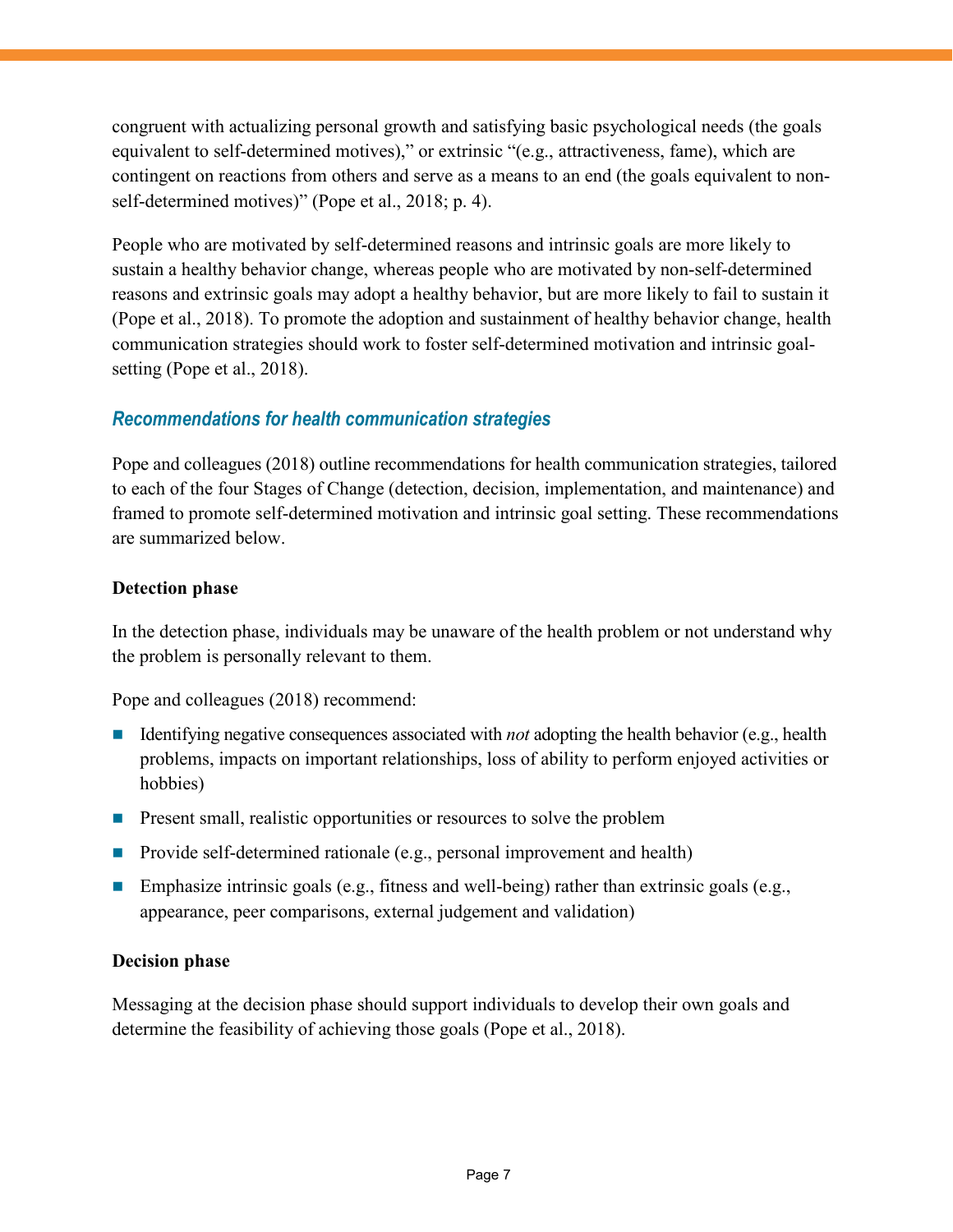congruent with actualizing personal growth and satisfying basic psychological needs (the goals equivalent to self-determined motives)," or extrinsic "(e.g., attractiveness, fame), which are contingent on reactions from others and serve as a means to an end (the goals equivalent to non-self-determined motives)" (Pope et al., 2018; p. 4).

People who are motivated by self-determined reasons and intrinsic goals are more likely to sustain a healthy behavior change, whereas people who are motivated by non-self-determined reasons and extrinsic goals may adopt a healthy behavior, but are more likely to fail to sustain it (Pope et al., 2018). To promote the adoption and sustainment of healthy behavior change, health communication strategies should work to foster self-determined motivation and intrinsic goal-setting (Pope et al., 2018).

### *Recommendations for health communication strategies*

Pope and colleagues (2018) outline recommendations for health communication strategies, tailored to each of the four Stages of Change (detection, decision, implementation, and maintenance) and framed to promote self-determined motivation and intrinsic goal setting. These recommendations are summarized below.

#### Detection phase

In the detection phase, individuals may be unaware of the health problem or not understand why the problem is personally relevant to them.

Pope and colleagues (2018) recommend:

- Identifying negative consequences associated with *not* adopting the health behavior (e.g., health problems, impacts on important relationships, loss of ability to perform enjoyed activities or hobbies)
- Present small, realistic opportunities or resources to solve the problem
- Provide self-determined rationale (e.g., personal improvement and health)
- Emphasize intrinsic goals (e.g., fitness and well-being) rather than extrinsic goals (e.g., appearance, peer comparisons, external judgement and validation)

#### Decision phase

Messaging at the decision phase should support individuals to develop their own goals and determine the feasibility of achieving those goals (Pope et al., 2018).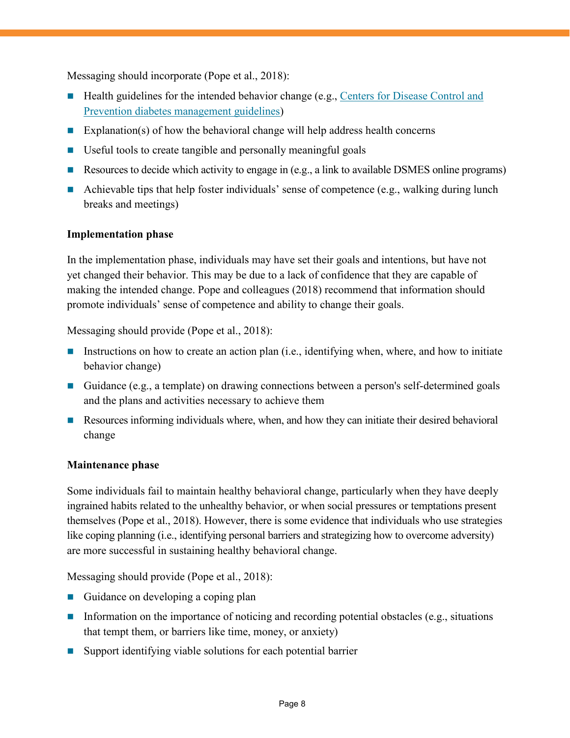Messaging should incorporate (Pope et al., 2018):

- Health guidelines for the intended behavior change (e.g., [Centers for Disease Control and Prevention diabetes management guidelines](#))
- Explanation(s) of how the behavioral change will help address health concerns
- Useful tools to create tangible and personally meaningful goals
- Resources to decide which activity to engage in (e.g., a link to available DSMES online programs)
- Achievable tips that help foster individuals' sense of competence (e.g., walking during lunch breaks and meetings)

**Implementation phase**

In the implementation phase, individuals may have set their goals and intentions, but have not yet changed their behavior. This may be due to a lack of confidence that they are capable of making the intended change. Pope and colleagues (2018) recommend that information should promote individuals' sense of competence and ability to change their goals.

Messaging should provide (Pope et al., 2018):

- Instructions on how to create an action plan (i.e., identifying when, where, and how to initiate behavior change)
- Guidance (e.g., a template) on drawing connections between a person's self-determined goals and the plans and activities necessary to achieve them
- Resources informing individuals where, when, and how they can initiate their desired behavioral change

**Maintenance phase**

Some individuals fail to maintain healthy behavioral change, particularly when they have deeply ingrained habits related to the unhealthy behavior, or when social pressures or temptations present themselves (Pope et al., 2018). However, there is some evidence that individuals who use strategies like coping planning (i.e., identifying personal barriers and strategizing how to overcome adversity) are more successful in sustaining healthy behavioral change.

Messaging should provide (Pope et al., 2018):

- Guidance on developing a coping plan
- Information on the importance of noticing and recording potential obstacles (e.g., situations that tempt them, or barriers like time, money, or anxiety)
- Support identifying viable solutions for each potential barrier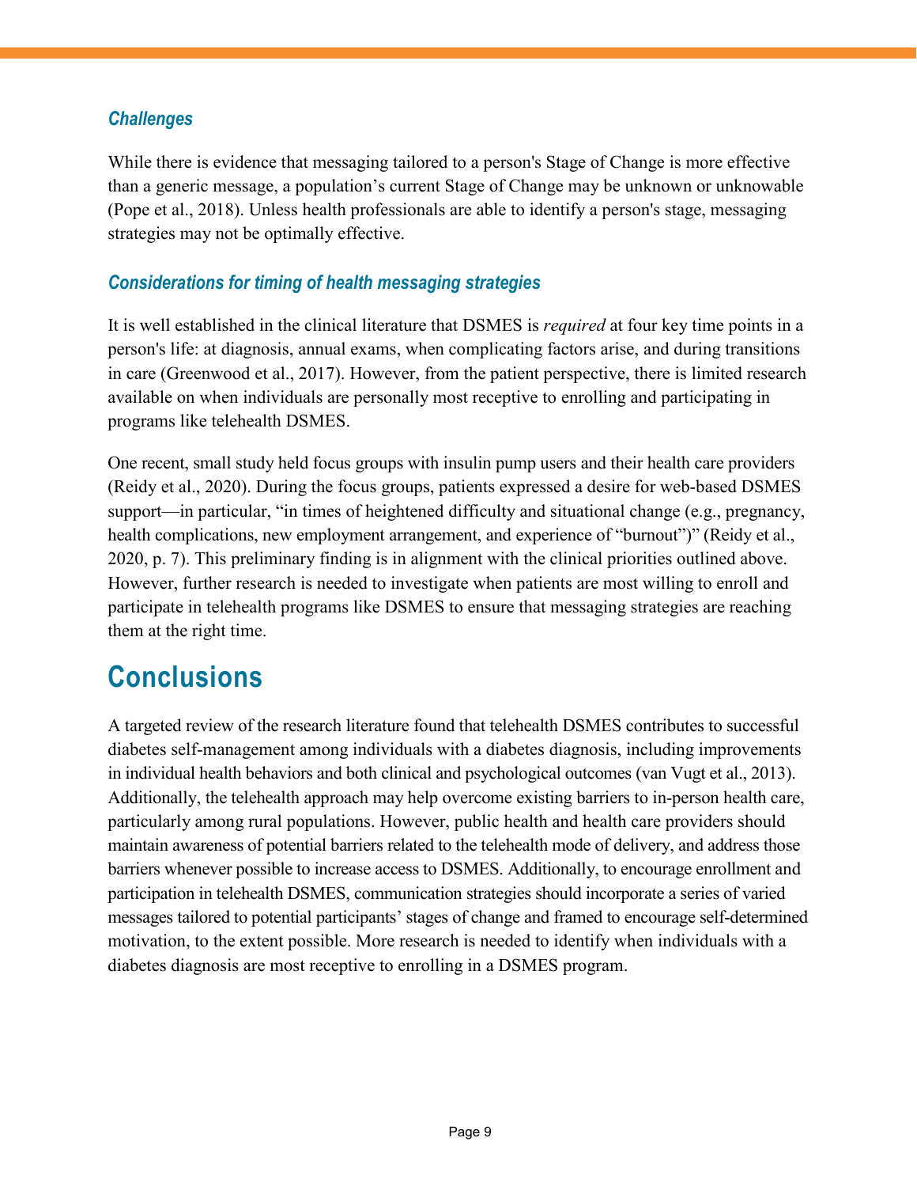### *Challenges*

While there is evidence that messaging tailored to a person's Stage of Change is more effective than a generic message, a population's current Stage of Change may be unknown or unknowable (Pope et al., 2018). Unless health professionals are able to identify a person's stage, messaging strategies may not be optimally effective.

### *Considerations for timing of health messaging strategies*

It is well established in the clinical literature that DSMES is *required* at four key time points in a person's life: at diagnosis, annual exams, when complicating factors arise, and during transitions in care (Greenwood et al., 2017). However, from the patient perspective, there is limited research available on when individuals are personally most receptive to enrolling and participating in programs like telehealth DSMES.

One recent, small study held focus groups with insulin pump users and their health care providers (Reidy et al., 2020). During the focus groups, patients expressed a desire for web-based DSMES support—in particular, "in times of heightened difficulty and situational change (e.g., pregnancy, health complications, new employment arrangement, and experience of "burnout")" (Reidy et al., 2020, p. 7). This preliminary finding is in alignment with the clinical priorities outlined above. However, further research is needed to investigate when patients are most willing to enroll and participate in telehealth programs like DSMES to ensure that messaging strategies are reaching them at the right time.

## Conclusions

A targeted review of the research literature found that telehealth DSMES contributes to successful diabetes self-management among individuals with a diabetes diagnosis, including improvements in individual health behaviors and both clinical and psychological outcomes (van Vugt et al., 2013). Additionally, the telehealth approach may help overcome existing barriers to in-person health care, particularly among rural populations. However, public health and health care providers should maintain awareness of potential barriers related to the telehealth mode of delivery, and address those barriers whenever possible to increase access to DSMES. Additionally, to encourage enrollment and participation in telehealth DSMES, communication strategies should incorporate a series of varied messages tailored to potential participants' stages of change and framed to encourage self-determined motivation, to the extent possible. More research is needed to identify when individuals with a diabetes diagnosis are most receptive to enrolling in a DSMES program.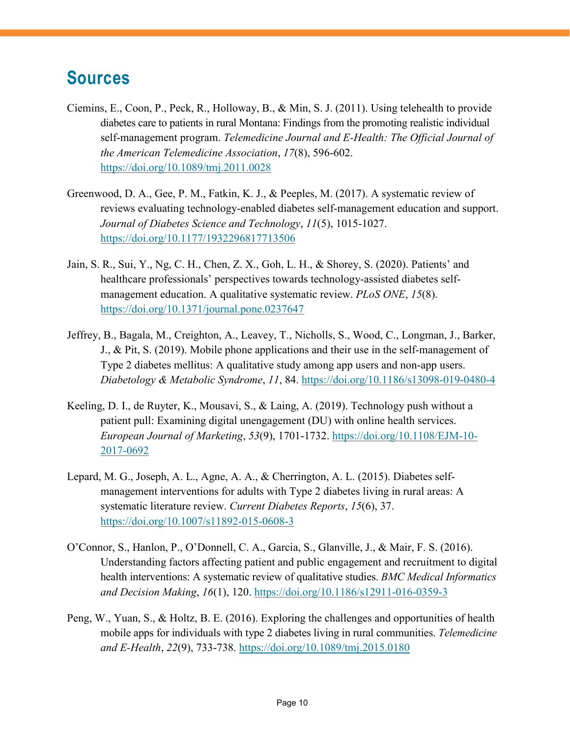## Sources

Ciemins, E., Coon, P., Peck, R., Holloway, B., & Min, S. J. (2011). Using telehealth to provide diabetes care to patients in rural Montana: Findings from the promoting realistic individual self-management program. *Telemedicine Journal and E-Health: The Official Journal of the American Telemedicine Association*, *17*(8), 596-602. https://doi.org/10.1089/tmj.2011.0028

Greenwood, D. A., Gee, P. M., Fatkin, K. J., & Peeples, M. (2017). A systematic review of reviews evaluating technology-enabled diabetes self-management education and support. *Journal of Diabetes Science and Technology*, *11*(5), 1015-1027. https://doi.org/10.1177/1932296817713506

Jain, S. R., Sui, Y., Ng, C. H., Chen, Z. X., Goh, L. H., & Shorey, S. (2020). Patients' and healthcare professionals' perspectives towards technology-assisted diabetes self-management education. A qualitative systematic review. *PLoS ONE*, *15*(8). https://doi.org/10.1371/journal.pone.0237647

Jeffrey, B., Bagala, M., Creighton, A., Leavey, T., Nicholls, S., Wood, C., Longman, J., Barker, J., & Pit, S. (2019). Mobile phone applications and their use in the self-management of Type 2 diabetes mellitus: A qualitative study among app users and non-app users. *Diabetology & Metabolic Syndrome*, *11*, 84. https://doi.org/10.1186/s13098-019-0480-4

Keeling, D. I., de Ruyter, K., Mousavi, S., & Laing, A. (2019). Technology push without a patient pull: Examining digital unengagement (DU) with online health services. *European Journal of Marketing*, *53*(9), 1701-1732. https://doi.org/10.1108/EJM-10-2017-0692

Lepard, M. G., Joseph, A. L., Agne, A. A., & Cherrington, A. L. (2015). Diabetes self-management interventions for adults with Type 2 diabetes living in rural areas: A systematic literature review. *Current Diabetes Reports*, *15*(6), 37. https://doi.org/10.1007/s11892-015-0608-3

O'Connor, S., Hanlon, P., O'Donnell, C. A., Garcia, S., Glanville, J., & Mair, F. S. (2016). Understanding factors affecting patient and public engagement and recruitment to digital health interventions: A systematic review of qualitative studies. *BMC Medical Informatics and Decision Making*, *16*(1), 120. https://doi.org/10.1186/s12911-016-0359-3

Peng, W., Yuan, S., & Holtz, B. E. (2016). Exploring the challenges and opportunities of health mobile apps for individuals with type 2 diabetes living in rural communities. *Telemedicine and E-Health*, *22*(9), 733-738. https://doi.org/10.1089/tmj.2015.0180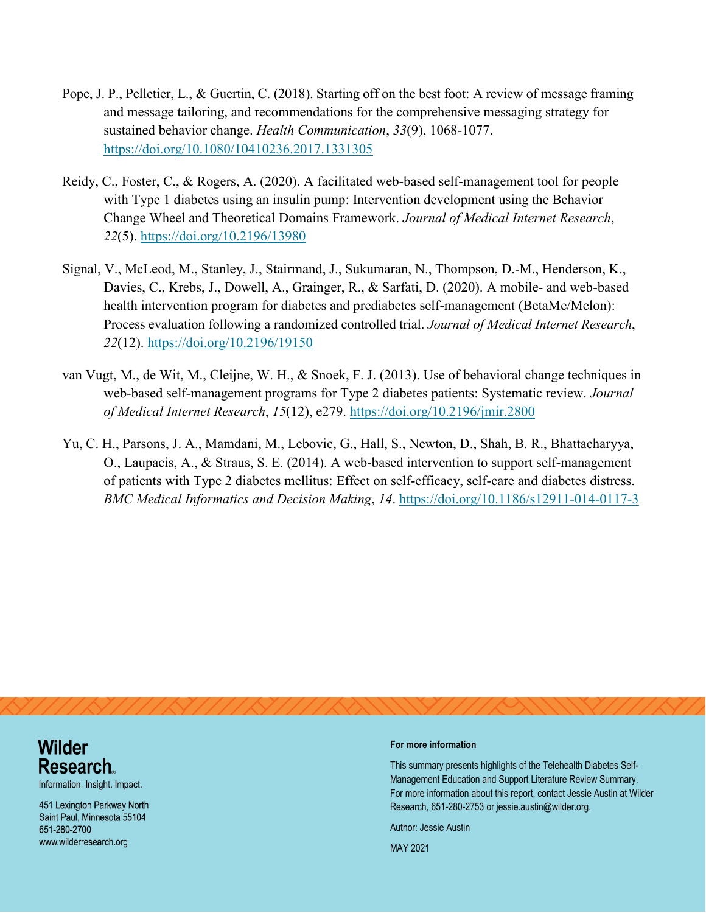Pope, J. P., Pelletier, L., & Guertin, C. (2018). Starting off on the best foot: A review of message framing and message tailoring, and recommendations for the comprehensive messaging strategy for sustained behavior change. *Health Communication*, *33*(9), 1068-1077. https://doi.org/10.1080/10410236.2017.1331305

Reidy, C., Foster, C., & Rogers, A. (2020). A facilitated web-based self-management tool for people with Type 1 diabetes using an insulin pump: Intervention development using the Behavior Change Wheel and Theoretical Domains Framework. *Journal of Medical Internet Research*, *22*(5). https://doi.org/10.2196/13980

Signal, V., McLeod, M., Stanley, J., Stairmand, J., Sukumaran, N., Thompson, D.-M., Henderson, K., Davies, C., Krebs, J., Dowell, A., Grainger, R., & Sarfati, D. (2020). A mobile- and web-based health intervention program for diabetes and prediabetes self-management (BetaMe/Melon): Process evaluation following a randomized controlled trial. *Journal of Medical Internet Research*, *22*(12). https://doi.org/10.2196/19150

van Vugt, M., de Wit, M., Cleijne, W. H., & Snoek, F. J. (2013). Use of behavioral change techniques in web-based self-management programs for Type 2 diabetes patients: Systematic review. *Journal of Medical Internet Research*, *15*(12), e279. https://doi.org/10.2196/jmir.2800

Yu, C. H., Parsons, J. A., Mamdani, M., Lebovic, G., Hall, S., Newton, D., Shah, B. R., Bhattacharyya, O., Laupacis, A., & Straus, S. E. (2014). A web-based intervention to support self-management of patients with Type 2 diabetes mellitus: Effect on self-efficacy, self-care and diabetes distress. *BMC Medical Informatics and Decision Making*, *14*. https://doi.org/10.1186/s12911-014-0117-3

**Wilder Research**

Information. Insight. Impact.

451 Lexington Parkway North
Saint Paul, Minnesota 55104
651-280-2700
www.wilderresearch.org

**For more information**

This summary presents highlights of the Telehealth Diabetes Self-Management Education and Support Literature Review Summary. For more information about this report, contact Jessie Austin at Wilder Research, 651-280-2753 or jessie.austin@wilder.org.

Author: Jessie Austin

MAY 2021